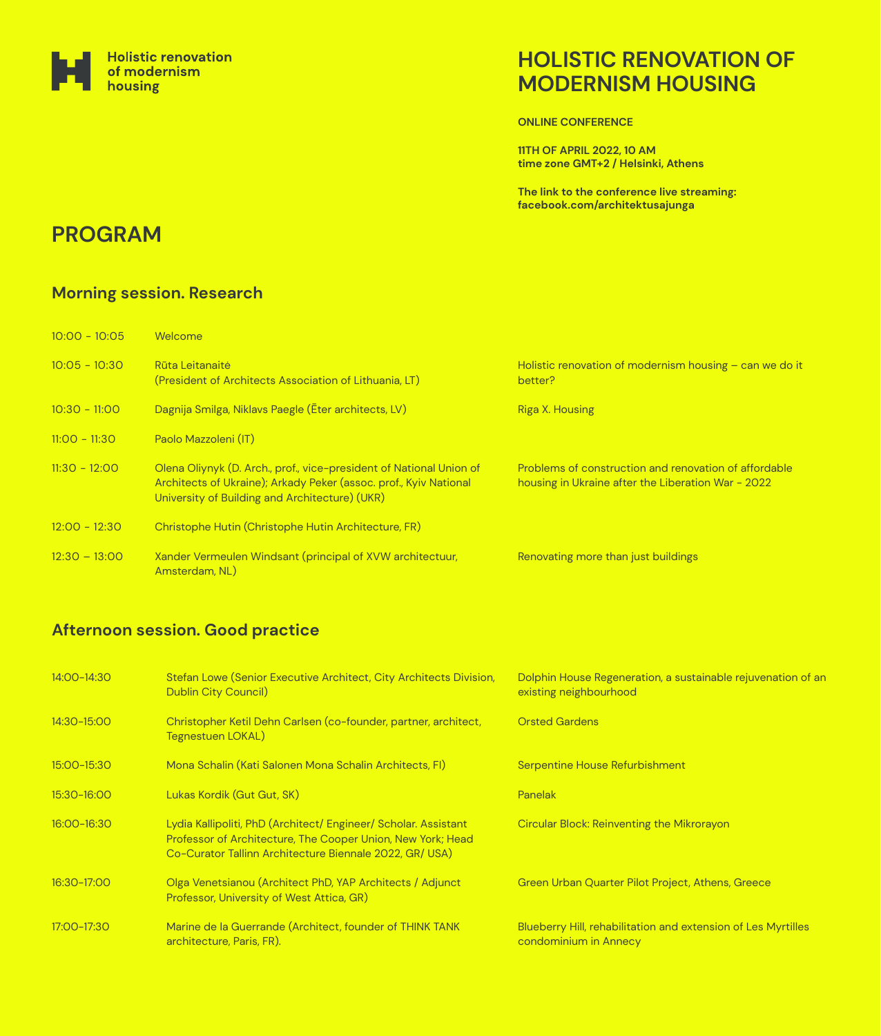Holistic renovation of modernism housing

# HOLISTIC RENOVATION OF MODERNISM HOUSING

**ONLINE CONFERENCE**

**11TH OF APRIL 2022, 10 AM**
**time zone GMT+2 / Helsinki, Athens**

**The link to the conference live streaming:**
**facebook.com/architektusajunga**

## PROGRAM

### Morning session. Research

| Time | Speaker | Topic |
|---|---|---|
| 10:00 - 10:05 | Welcome | |
| 10:05 - 10:30 | Rūta Leitanaitė (President of Architects Association of Lithuania, LT) | Holistic renovation of modernism housing – can we do it better? |
| 10:30 - 11:00 | Dagnija Smilga, Niklavs Paegle (Ēter architects, LV) | Riga X. Housing |
| 11:00 - 11:30 | Paolo Mazzoleni (IT) | |
| 11:30 - 12:00 | Olena Oliynyk (D. Arch., prof., vice-president of National Union of Architects of Ukraine); Arkady Peker (assoc. prof., Kyiv National University of Building and Architecture) (UKR) | Problems of construction and renovation of affordable housing in Ukraine after the Liberation War - 2022 |
| 12:00 - 12:30 | Christophe Hutin (Christophe Hutin Architecture, FR) | |
| 12:30 – 13:00 | Xander Vermeulen Windsant (principal of XVW architectuur, Amsterdam, NL) | Renovating more than just buildings |

### Afternoon session. Good practice

| Time | Speaker | Topic |
|---|---|---|
| 14:00-14:30 | Stefan Lowe (Senior Executive Architect, City Architects Division, Dublin City Council) | Dolphin House Regeneration, a sustainable rejuvenation of an existing neighbourhood |
| 14:30-15:00 | Christopher Ketil Dehn Carlsen (co-founder, partner, architect, Tegnestuen LOKAL) | Orsted Gardens |
| 15:00-15:30 | Mona Schalin (Kati Salonen Mona Schalin Architects, FI) | Serpentine House Refurbishment |
| 15:30-16:00 | Lukas Kordik (Gut Gut, SK) | Panelak |
| 16:00-16:30 | Lydia Kallipoliti, PhD (Architect/ Engineer/ Scholar. Assistant Professor of Architecture, The Cooper Union, New York; Head Co-Curator Tallinn Architecture Biennale 2022, GR/ USA) | Circular Block: Reinventing the Mikrorayon |
| 16:30-17:00 | Olga Venetsianou (Architect PhD, YAP Architects / Adjunct Professor, University of West Attica, GR) | Green Urban Quarter Pilot Project, Athens, Greece |
| 17:00-17:30 | Marine de la Guerrande (Architect, founder of THINK TANK architecture, Paris, FR). | Blueberry Hill, rehabilitation and extension of Les Myrtilles condominium in Annecy |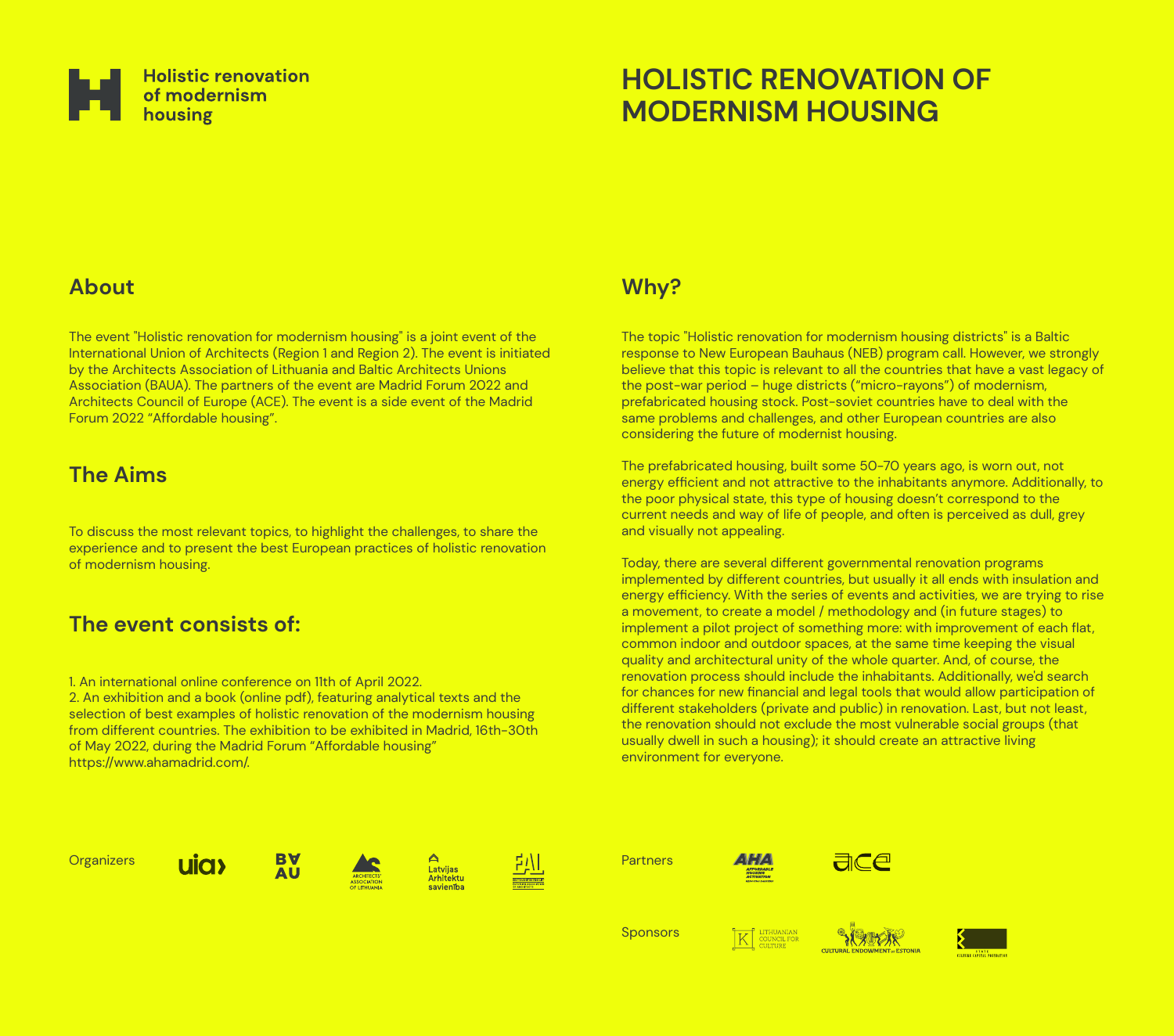Holistic renovation of modernism housing

# HOLISTIC RENOVATION OF MODERNISM HOUSING

## About

The event "Holistic renovation for modernism housing" is a joint event of the International Union of Architects (Region 1 and Region 2). The event is initiated by the Architects Association of Lithuania and Baltic Architects Unions Association (BAUA). The partners of the event are Madrid Forum 2022 and Architects Council of Europe (ACE). The event is a side event of the Madrid Forum 2022 "Affordable housing".

## The Aims

To discuss the most relevant topics, to highlight the challenges, to share the experience and to present the best European practices of holistic renovation of modernism housing.

## The event consists of:

1. An international online conference on 11th of April 2022.
2. An exhibition and a book (online pdf), featuring analytical texts and the selection of best examples of holistic renovation of the modernism housing from different countries. The exhibition to be exhibited in Madrid, 16th-30th of May 2022, during the Madrid Forum "Affordable housing" https://www.ahamadrid.com/.

## Why?

The topic "Holistic renovation for modernism housing districts" is a Baltic response to New European Bauhaus (NEB) program call. However, we strongly believe that this topic is relevant to all the countries that have a vast legacy of the post-war period – huge districts ("micro-rayons") of modernism, prefabricated housing stock. Post-soviet countries have to deal with the same problems and challenges, and other European countries are also considering the future of modernist housing.

The prefabricated housing, built some 50-70 years ago, is worn out, not energy efficient and not attractive to the inhabitants anymore. Additionally, to the poor physical state, this type of housing doesn't correspond to the current needs and way of life of people, and often is perceived as dull, grey and visually not appealing.

Today, there are several different governmental renovation programs implemented by different countries, but usually it all ends with insulation and energy efficiency. With the series of events and activities, we are trying to rise a movement, to create a model / methodology and (in future stages) to implement a pilot project of something more: with improvement of each flat, common indoor and outdoor spaces, at the same time keeping the visual quality and architectural unity of the whole quarter. And, of course, the renovation process should include the inhabitants. Additionally, we'd search for chances for new financial and legal tools that would allow participation of different stakeholders (private and public) in renovation. Last, but not least, the renovation should not exclude the most vulnerable social groups (that usually dwell in such a housing); it should create an attractive living environment for everyone.

Organizers

Partners

Sponsors